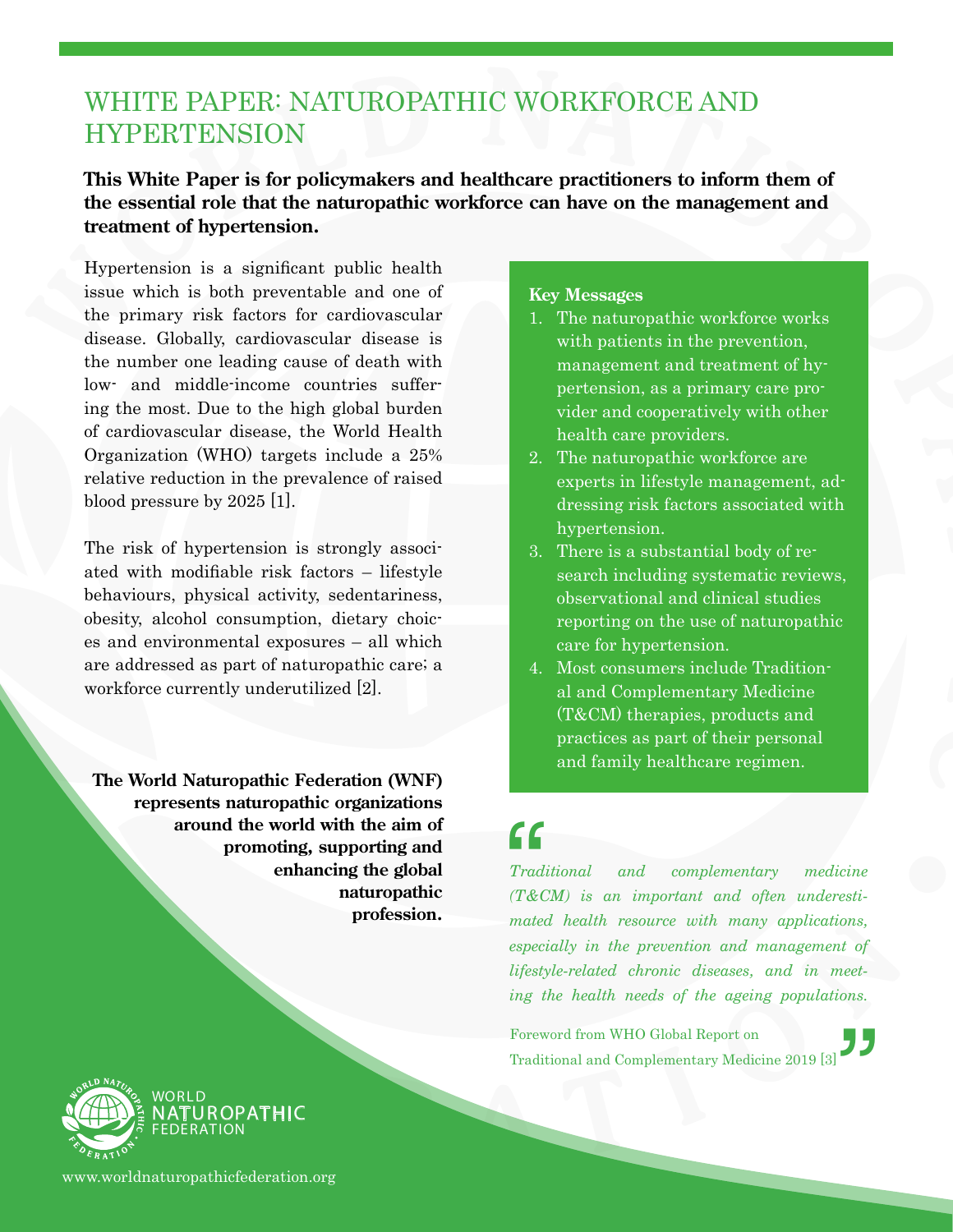# WHITE PAPER: NATUROPATHIC WORKFORCE AND HYPERTENSION

**This White Paper is for policymakers and healthcare practitioners to inform them of the essential role that the naturopathic workforce can have on the management and treatment of hypertension.**

Hypertension is a significant public health issue which is both preventable and one of the primary risk factors for cardiovascular disease. Globally, cardiovascular disease is the number one leading cause of death with low- and middle-income countries suffering the most. Due to the high global burden of cardiovascular disease, the World Health Organization (WHO) targets include a 25% relative reduction in the prevalence of raised blood pressure by 2025 [1].

The risk of hypertension is strongly associated with modifiable risk factors – lifestyle behaviours, physical activity, sedentariness, obesity, alcohol consumption, dietary choices and environmental exposures – all which are addressed as part of naturopathic care; a workforce currently underutilized [2].

**The World Naturopathic Federation (WNF) represents naturopathic organizations around the world with the aim of promoting, supporting and enhancing the global naturopathic profession.**

**Key Messages**

1. The naturopathic workforce works with patients in the prevention, management and treatment of hypertension, as a primary care provider and cooperatively with other health care providers.
2. The naturopathic workforce are experts in lifestyle management, addressing risk factors associated with hypertension.
3. There is a substantial body of research including systematic reviews, observational and clinical studies reporting on the use of naturopathic care for hypertension.
4. Most consumers include Traditional and Complementary Medicine (T&CM) therapies, products and practices as part of their personal and family healthcare regimen.

> *Traditional and complementary medicine (T&CM) is an important and often underestimated health resource with many applications, especially in the prevention and management of lifestyle-related chronic diseases, and in meeting the health needs of the ageing populations.*
>
> Foreword from WHO Global Report on Traditional and Complementary Medicine 2019 [3]

WORLD NATUROPATHIC FEDERATION

www.worldnaturopathicfederation.org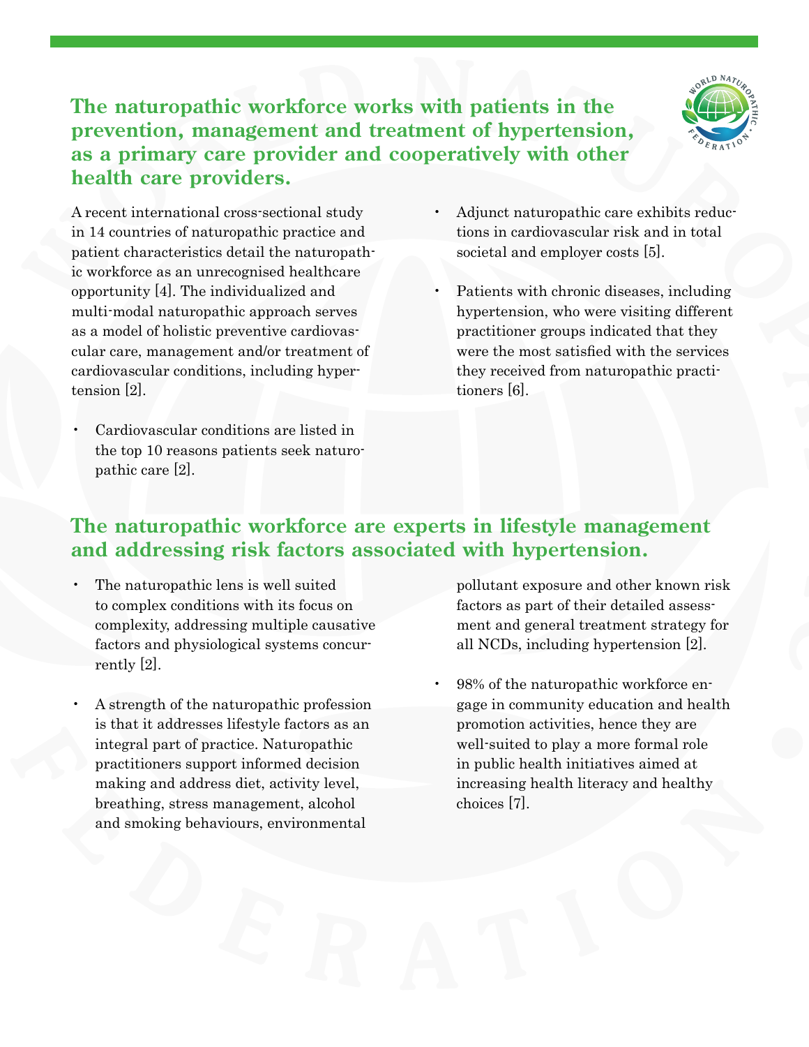## The naturopathic workforce works with patients in the prevention, management and treatment of hypertension, as a primary care provider and cooperatively with other health care providers.

A recent international cross-sectional study in 14 countries of naturopathic practice and patient characteristics detail the naturopathic workforce as an unrecognised healthcare opportunity [4]. The individualized and multi-modal naturopathic approach serves as a model of holistic preventive cardiovascular care, management and/or treatment of cardiovascular conditions, including hypertension [2].

- Cardiovascular conditions are listed in the top 10 reasons patients seek naturopathic care [2].
- Adjunct naturopathic care exhibits reductions in cardiovascular risk and in total societal and employer costs [5].
- Patients with chronic diseases, including hypertension, who were visiting different practitioner groups indicated that they were the most satisfied with the services they received from naturopathic practitioners [6].

## The naturopathic workforce are experts in lifestyle management and addressing risk factors associated with hypertension.

- The naturopathic lens is well suited to complex conditions with its focus on complexity, addressing multiple causative factors and physiological systems concurrently [2].
- A strength of the naturopathic profession is that it addresses lifestyle factors as an integral part of practice. Naturopathic practitioners support informed decision making and address diet, activity level, breathing, stress management, alcohol and smoking behaviours, environmental pollutant exposure and other known risk factors as part of their detailed assessment and general treatment strategy for all NCDs, including hypertension [2].
- 98% of the naturopathic workforce engage in community education and health promotion activities, hence they are well-suited to play a more formal role in public health initiatives aimed at increasing health literacy and healthy choices [7].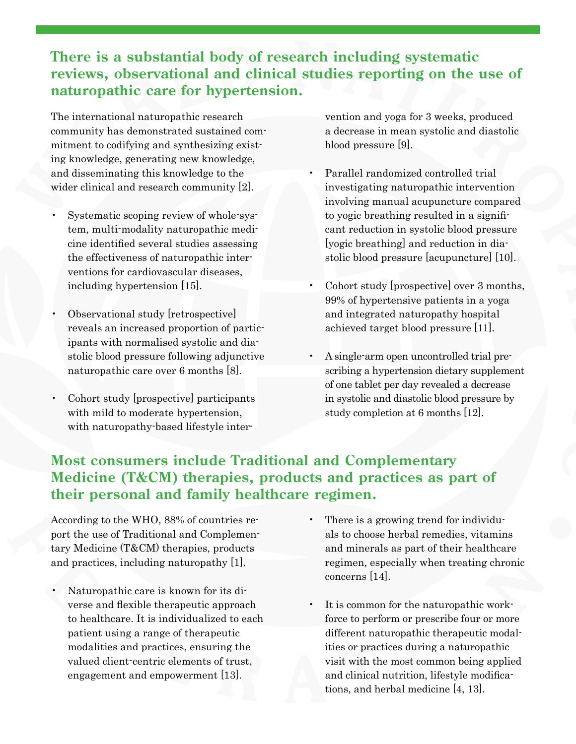## There is a substantial body of research including systematic reviews, observational and clinical studies reporting on the use of naturopathic care for hypertension.

The international naturopathic research community has demonstrated sustained commitment to codifying and synthesizing existing knowledge, generating new knowledge, and disseminating this knowledge to the wider clinical and research community [2].

- Systematic scoping review of whole-system, multi-modality naturopathic medicine identified several studies assessing the effectiveness of naturopathic interventions for cardiovascular diseases, including hypertension [15].
- Observational study [retrospective] reveals an increased proportion of participants with normalised systolic and diastolic blood pressure following adjunctive naturopathic care over 6 months [8].
- Cohort study [prospective] participants with mild to moderate hypertension, with naturopathy-based lifestyle intervention and yoga for 3 weeks, produced a decrease in mean systolic and diastolic blood pressure [9].
- Parallel randomized controlled trial investigating naturopathic intervention involving manual acupuncture compared to yogic breathing resulted in a significant reduction in systolic blood pressure [yogic breathing] and reduction in diastolic blood pressure [acupuncture] [10].
- Cohort study [prospective] over 3 months, 99% of hypertensive patients in a yoga and integrated naturopathy hospital achieved target blood pressure [11].
- A single-arm open uncontrolled trial prescribing a hypertension dietary supplement of one tablet per day revealed a decrease in systolic and diastolic blood pressure by study completion at 6 months [12].

## Most consumers include Traditional and Complementary Medicine (T&CM) therapies, products and practices as part of their personal and family healthcare regimen.

According to the WHO, 88% of countries report the use of Traditional and Complementary Medicine (T&CM) therapies, products and practices, including naturopathy [1].

- Naturopathic care is known for its diverse and flexible therapeutic approach to healthcare. It is individualized to each patient using a range of therapeutic modalities and practices, ensuring the valued client-centric elements of trust, engagement and empowerment [13].
- There is a growing trend for individuals to choose herbal remedies, vitamins and minerals as part of their healthcare regimen, especially when treating chronic concerns [14].
- It is common for the naturopathic workforce to perform or prescribe four or more different naturopathic therapeutic modalities or practices during a naturopathic visit with the most common being applied and clinical nutrition, lifestyle modifications, and herbal medicine [4, 13].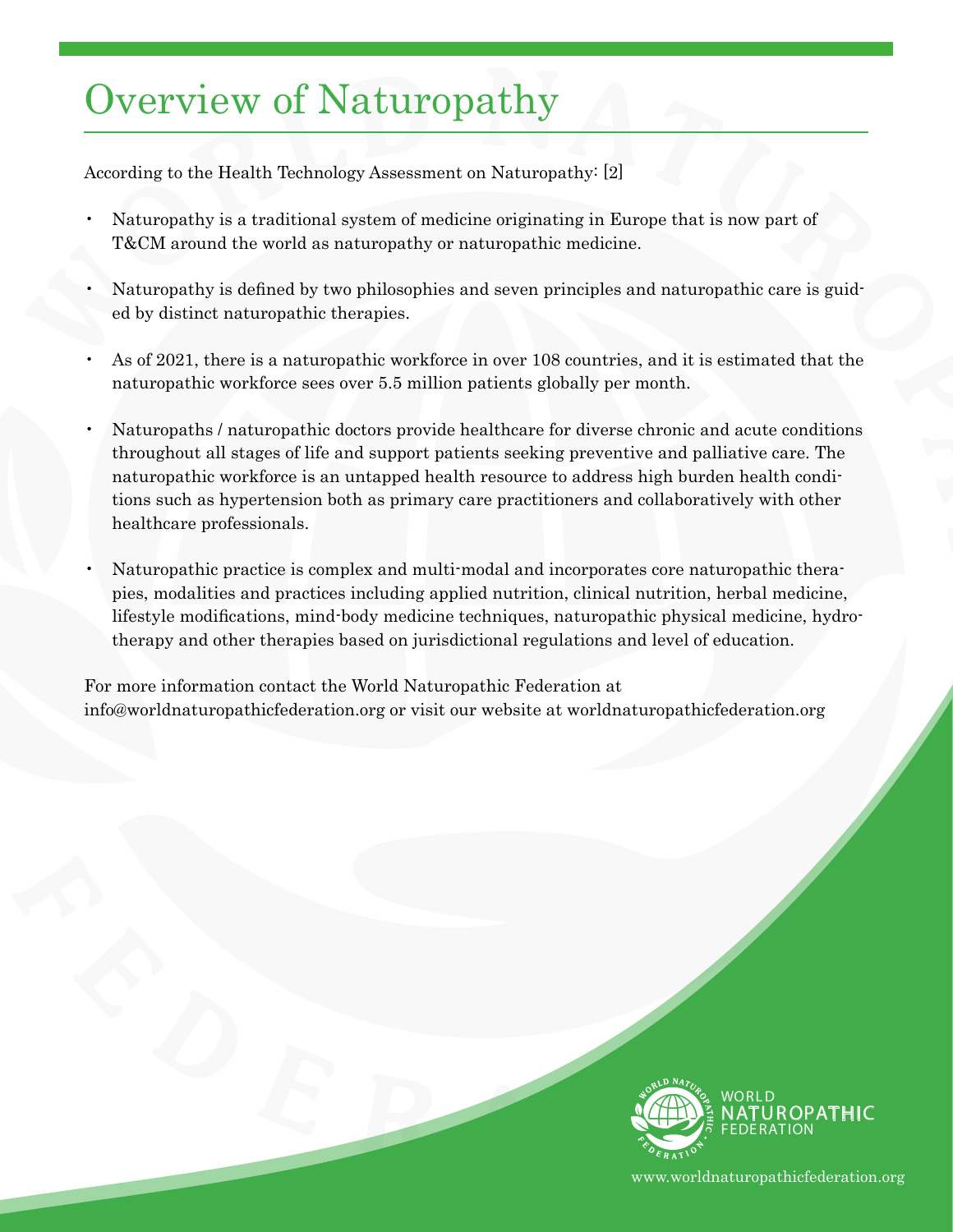# Overview of Naturopathy

According to the Health Technology Assessment on Naturopathy: [2]

- Naturopathy is a traditional system of medicine originating in Europe that is now part of T&CM around the world as naturopathy or naturopathic medicine.
- Naturopathy is defined by two philosophies and seven principles and naturopathic care is guided by distinct naturopathic therapies.
- As of 2021, there is a naturopathic workforce in over 108 countries, and it is estimated that the naturopathic workforce sees over 5.5 million patients globally per month.
- Naturopaths / naturopathic doctors provide healthcare for diverse chronic and acute conditions throughout all stages of life and support patients seeking preventive and palliative care. The naturopathic workforce is an untapped health resource to address high burden health conditions such as hypertension both as primary care practitioners and collaboratively with other healthcare professionals.
- Naturopathic practice is complex and multi-modal and incorporates core naturopathic therapies, modalities and practices including applied nutrition, clinical nutrition, herbal medicine, lifestyle modifications, mind-body medicine techniques, naturopathic physical medicine, hydrotherapy and other therapies based on jurisdictional regulations and level of education.

For more information contact the World Naturopathic Federation at info@worldnaturopathicfederation.org or visit our website at worldnaturopathicfederation.org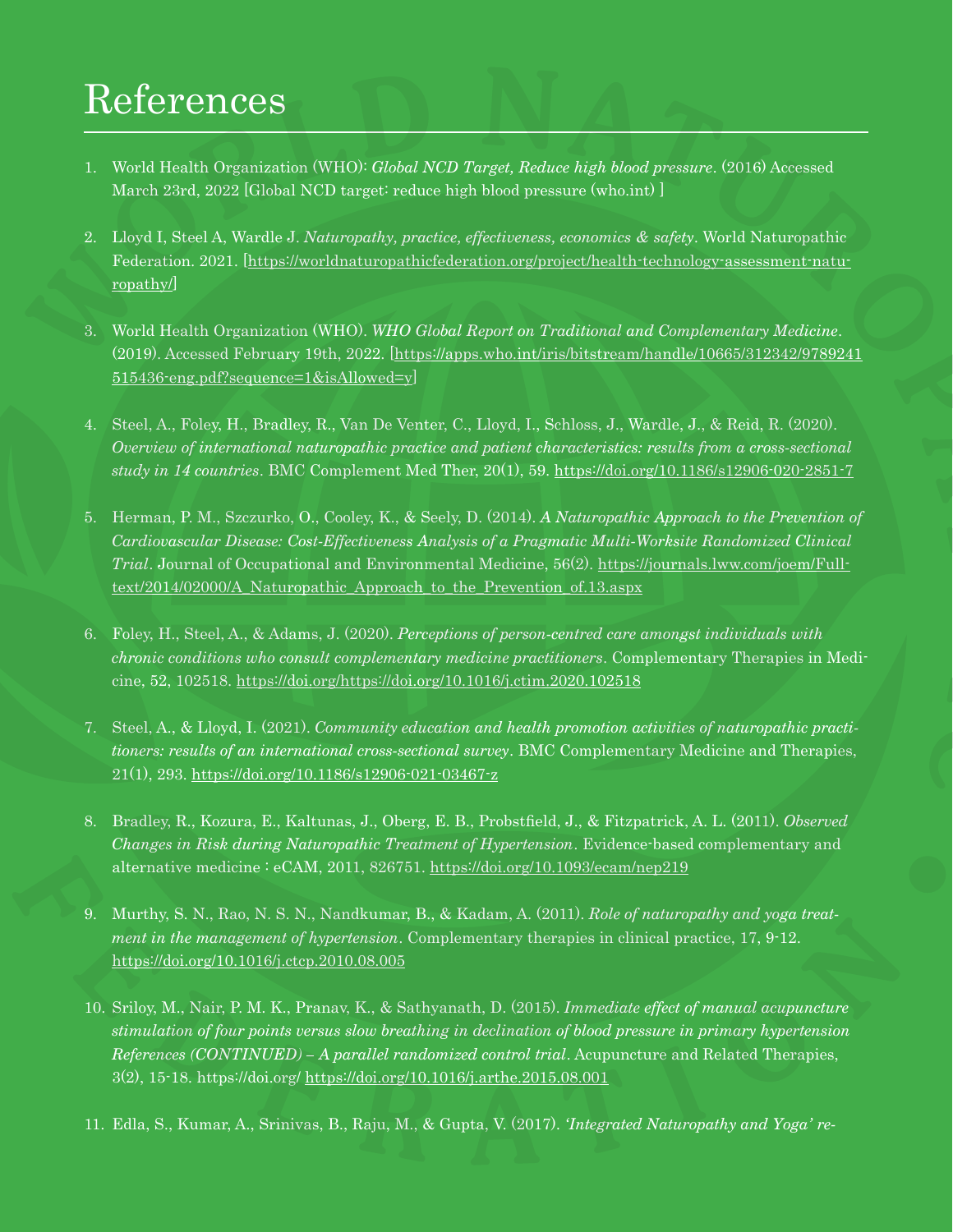# References

1. World Health Organization (WHO): *Global NCD Target, Reduce high blood pressure*. (2016) Accessed March 23rd, 2022 [Global NCD target: reduce high blood pressure (who.int) ]

2. Lloyd I, Steel A, Wardle J. *Naturopathy, practice, effectiveness, economics & safety*. World Naturopathic Federation. 2021. [https://worldnaturopathicfederation.org/project/health-technology-assessment-naturopathy/]

3. World Health Organization (WHO). *WHO Global Report on Traditional and Complementary Medicine*. (2019). Accessed February 19th, 2022. [https://apps.who.int/iris/bitstream/handle/10665/312342/9789241515436-eng.pdf?sequence=1&isAllowed=y]

4. Steel, A., Foley, H., Bradley, R., Van De Venter, C., Lloyd, I., Schloss, J., Wardle, J., & Reid, R. (2020). *Overview of international naturopathic practice and patient characteristics: results from a cross-sectional study in 14 countries*. BMC Complement Med Ther, 20(1), 59. https://doi.org/10.1186/s12906-020-2851-7

5. Herman, P. M., Szczurko, O., Cooley, K., & Seely, D. (2014). *A Naturopathic Approach to the Prevention of Cardiovascular Disease: Cost-Effectiveness Analysis of a Pragmatic Multi-Worksite Randomized Clinical Trial*. Journal of Occupational and Environmental Medicine, 56(2). https://journals.lww.com/joem/Fulltext/2014/02000/A_Naturopathic_Approach_to_the_Prevention_of.13.aspx

6. Foley, H., Steel, A., & Adams, J. (2020). *Perceptions of person-centred care amongst individuals with chronic conditions who consult complementary medicine practitioners*. Complementary Therapies in Medicine, 52, 102518. https://doi.org/https://doi.org/10.1016/j.ctim.2020.102518

7. Steel, A., & Lloyd, I. (2021). *Community education and health promotion activities of naturopathic practitioners: results of an international cross-sectional survey*. BMC Complementary Medicine and Therapies, 21(1), 293. https://doi.org/10.1186/s12906-021-03467-z

8. Bradley, R., Kozura, E., Kaltunas, J., Oberg, E. B., Probstfield, J., & Fitzpatrick, A. L. (2011). *Observed Changes in Risk during Naturopathic Treatment of Hypertension*. Evidence-based complementary and alternative medicine : eCAM, 2011, 826751. https://doi.org/10.1093/ecam/nep219

9. Murthy, S. N., Rao, N. S. N., Nandkumar, B., & Kadam, A. (2011). *Role of naturopathy and yoga treatment in the management of hypertension*. Complementary therapies in clinical practice, 17, 9-12. https://doi.org/10.1016/j.ctcp.2010.08.005

10. Sriloy, M., Nair, P. M. K., Pranav, K., & Sathyanath, D. (2015). *Immediate effect of manual acupuncture stimulation of four points versus slow breathing in declination of blood pressure in primary hypertension References (CONTINUED) – A parallel randomized control trial*. Acupuncture and Related Therapies, 3(2), 15-18. https://doi.org/ https://doi.org/10.1016/j.arthe.2015.08.001

11. Edla, S., Kumar, A., Srinivas, B., Raju, M., & Gupta, V. (2017). *'Integrated Naturopathy and Yoga' re-*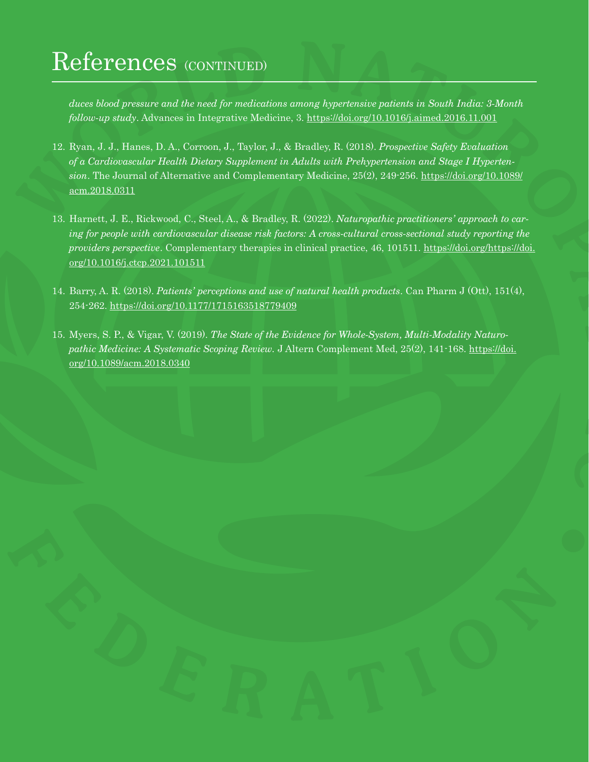# References (CONTINUED)

*duces blood pressure and the need for medications among hypertensive patients in South India: 3-Month follow-up study*. Advances in Integrative Medicine, 3. https://doi.org/10.1016/j.aimed.2016.11.001

12. Ryan, J. J., Hanes, D. A., Corroon, J., Taylor, J., & Bradley, R. (2018). *Prospective Safety Evaluation of a Cardiovascular Health Dietary Supplement in Adults with Prehypertension and Stage I Hypertension*. The Journal of Alternative and Complementary Medicine, 25(2), 249-256. https://doi.org/10.1089/acm.2018.0311

13. Harnett, J. E., Rickwood, C., Steel, A., & Bradley, R. (2022). *Naturopathic practitioners' approach to caring for people with cardiovascular disease risk factors: A cross-cultural cross-sectional study reporting the providers perspective*. Complementary therapies in clinical practice, 46, 101511. https://doi.org/https://doi.org/10.1016/j.ctcp.2021.101511

14. Barry, A. R. (2018). *Patients' perceptions and use of natural health products*. Can Pharm J (Ott), 151(4), 254-262. https://doi.org/10.1177/1715163518779409

15. Myers, S. P., & Vigar, V. (2019). *The State of the Evidence for Whole-System, Multi-Modality Naturopathic Medicine: A Systematic Scoping Review*. J Altern Complement Med, 25(2), 141-168. https://doi.org/10.1089/acm.2018.0340